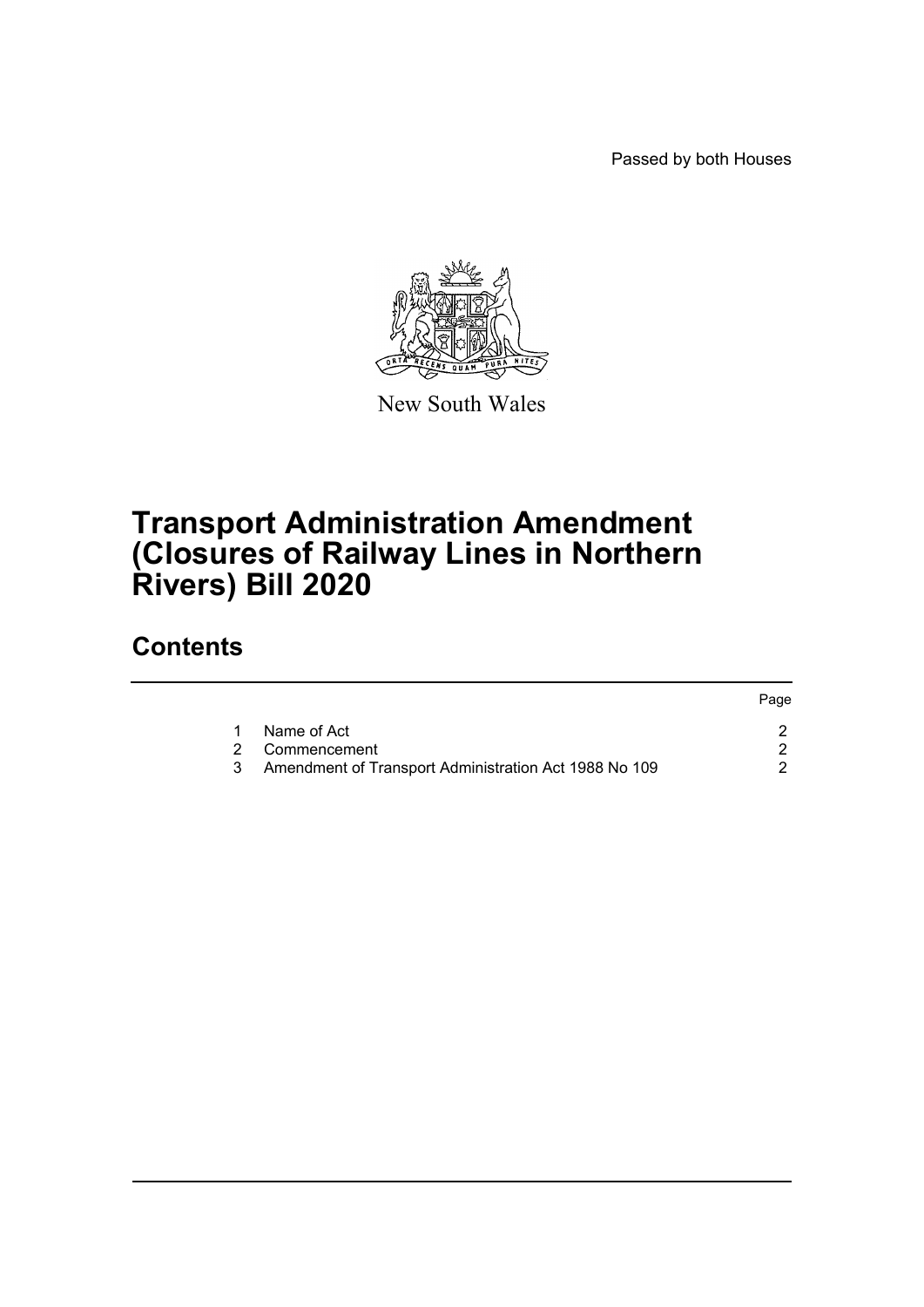Passed by both Houses

New South Wales

# Transport Administration Amendment (Closures of Railway Lines in Northern Rivers) Bill 2020

## Contents

| | | Page |
|---|---|---|
| 1 | Name of Act | 2 |
| 2 | Commencement | 2 |
| 3 | Amendment of Transport Administration Act 1988 No 109 | 2 |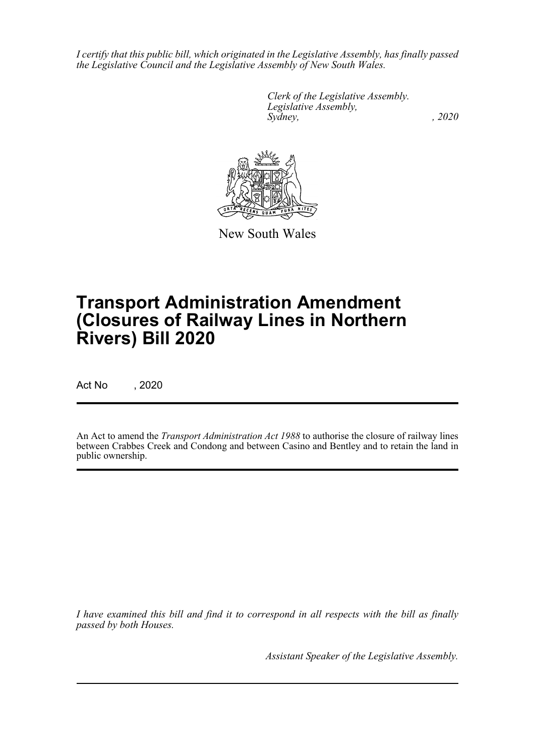*I certify that this public bill, which originated in the Legislative Assembly, has finally passed the Legislative Council and the Legislative Assembly of New South Wales.*

*Clerk of the Legislative Assembly.*
*Legislative Assembly,*
*Sydney, , 2020*

New South Wales

# Transport Administration Amendment (Closures of Railway Lines in Northern Rivers) Bill 2020

Act No , 2020

An Act to amend the *Transport Administration Act 1988* to authorise the closure of railway lines between Crabbes Creek and Condong and between Casino and Bentley and to retain the land in public ownership.

*I have examined this bill and find it to correspond in all respects with the bill as finally passed by both Houses.*

*Assistant Speaker of the Legislative Assembly.*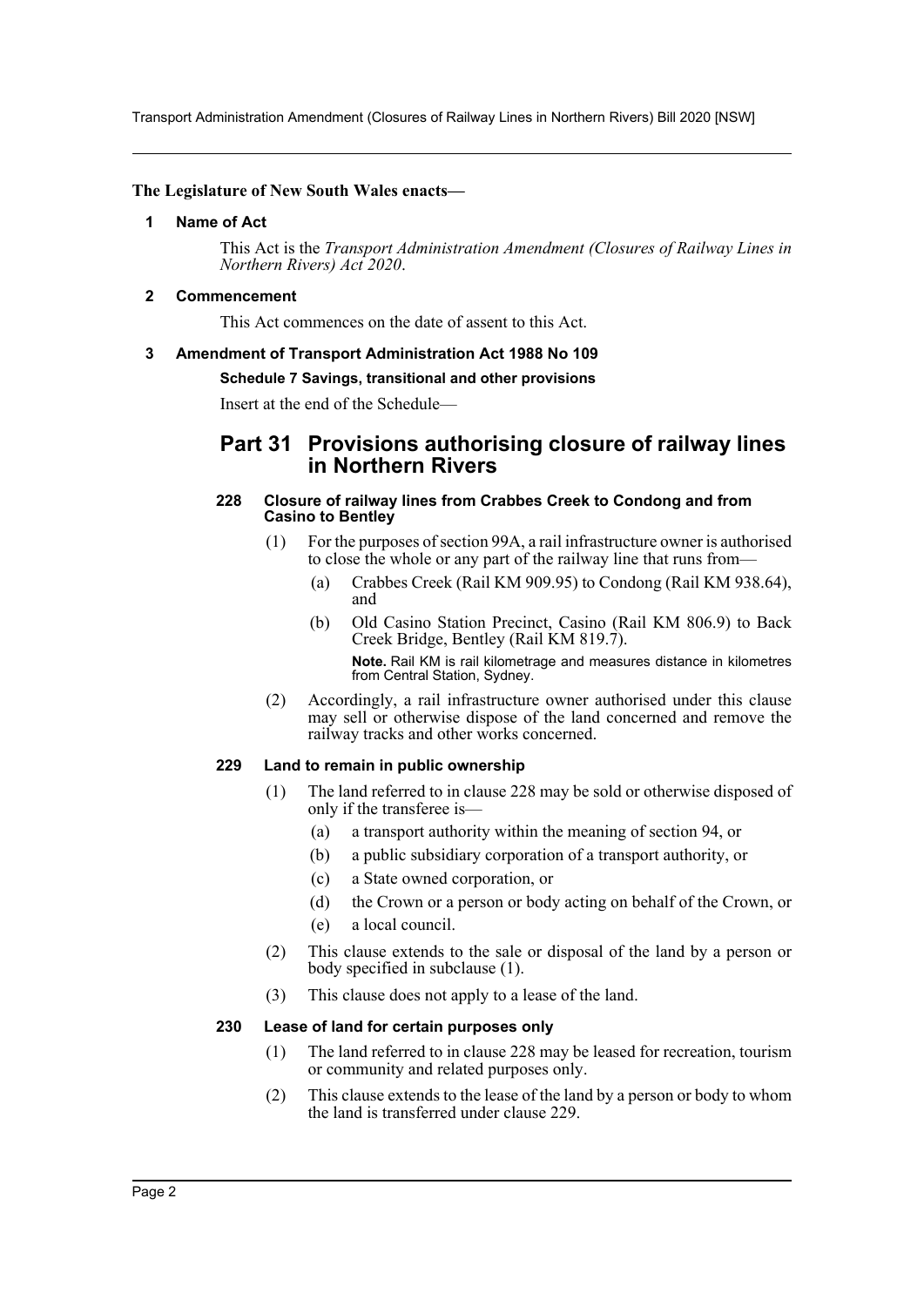**The Legislature of New South Wales enacts—**

## 1 Name of Act

This Act is the *Transport Administration Amendment (Closures of Railway Lines in Northern Rivers) Act 2020*.

## 2 Commencement

This Act commences on the date of assent to this Act.

## 3 Amendment of Transport Administration Act 1988 No 109

**Schedule 7 Savings, transitional and other provisions**

Insert at the end of the Schedule—

# Part 31 Provisions authorising closure of railway lines in Northern Rivers

### 228 Closure of railway lines from Crabbes Creek to Condong and from Casino to Bentley

(1) For the purposes of section 99A, a rail infrastructure owner is authorised to close the whole or any part of the railway line that runs from—

   (a) Crabbes Creek (Rail KM 909.95) to Condong (Rail KM 938.64), and

   (b) Old Casino Station Precinct, Casino (Rail KM 806.9) to Back Creek Bridge, Bentley (Rail KM 819.7).

   **Note.** Rail KM is rail kilometrage and measures distance in kilometres from Central Station, Sydney.

(2) Accordingly, a rail infrastructure owner authorised under this clause may sell or otherwise dispose of the land concerned and remove the railway tracks and other works concerned.

### 229 Land to remain in public ownership

(1) The land referred to in clause 228 may be sold or otherwise disposed of only if the transferee is—

   (a) a transport authority within the meaning of section 94, or

   (b) a public subsidiary corporation of a transport authority, or

   (c) a State owned corporation, or

   (d) the Crown or a person or body acting on behalf of the Crown, or

   (e) a local council.

(2) This clause extends to the sale or disposal of the land by a person or body specified in subclause (1).

(3) This clause does not apply to a lease of the land.

### 230 Lease of land for certain purposes only

(1) The land referred to in clause 228 may be leased for recreation, tourism or community and related purposes only.

(2) This clause extends to the lease of the land by a person or body to whom the land is transferred under clause 229.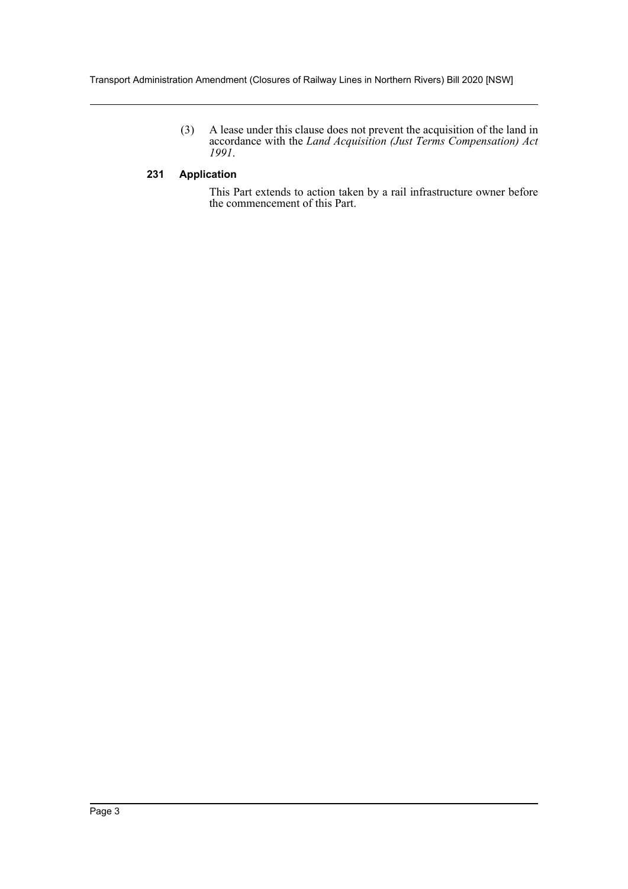(3) A lease under this clause does not prevent the acquisition of the land in accordance with the *Land Acquisition (Just Terms Compensation) Act 1991*.

**231 Application**

This Part extends to action taken by a rail infrastructure owner before the commencement of this Part.